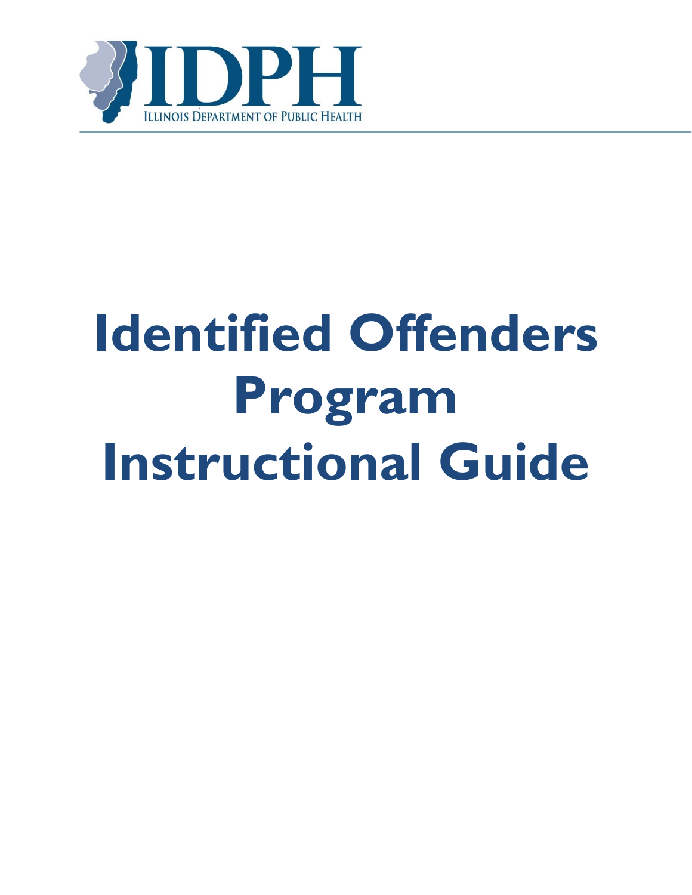IDPH

ILLINOIS DEPARTMENT OF PUBLIC HEALTH

# Identified Offenders Program Instructional Guide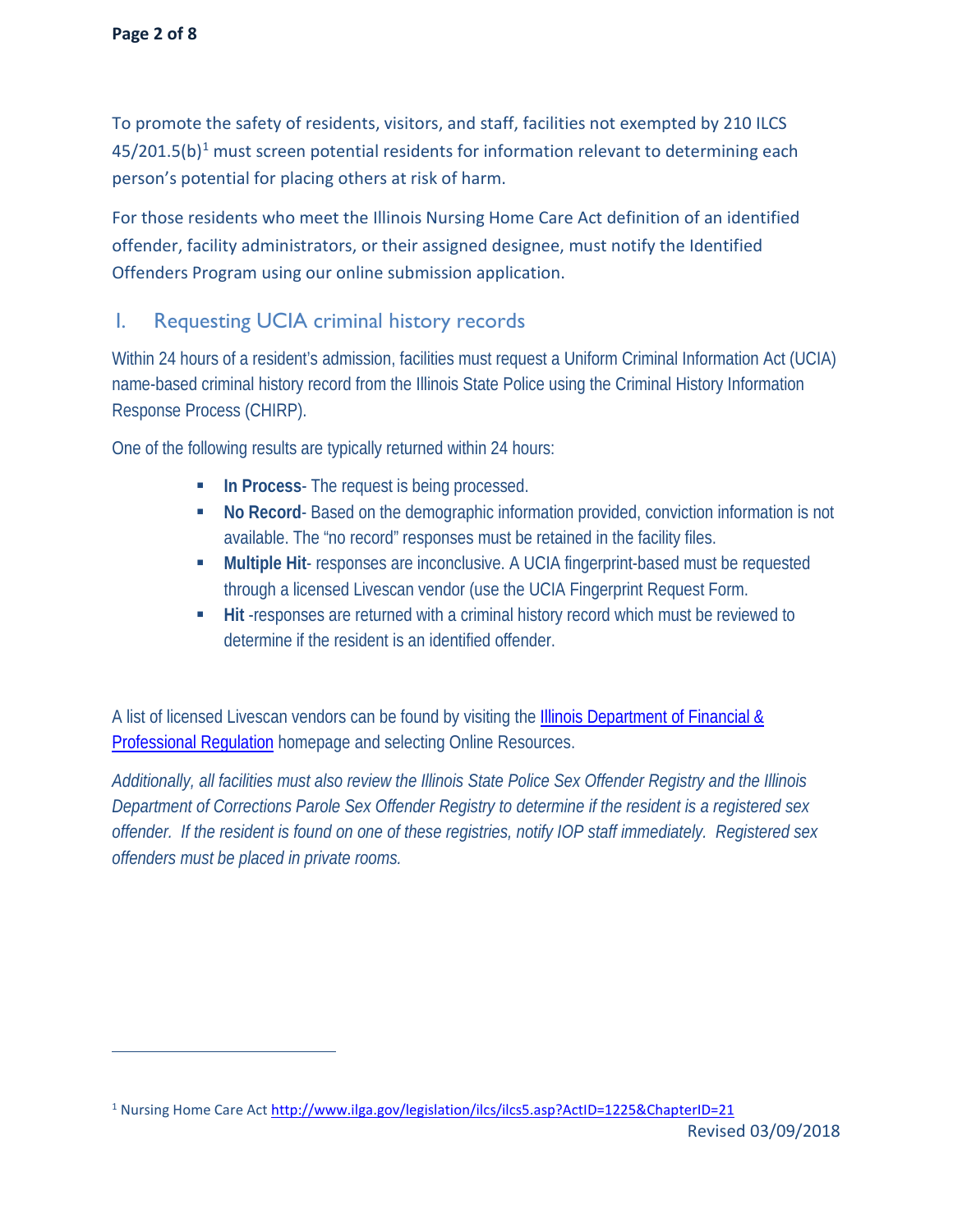To promote the safety of residents, visitors, and staff, facilities not exempted by 210 ILCS 45/201.5(b)[1] must screen potential residents for information relevant to determining each person's potential for placing others at risk of harm.

For those residents who meet the Illinois Nursing Home Care Act definition of an identified offender, facility administrators, or their assigned designee, must notify the Identified Offenders Program using our online submission application.

## I. Requesting UCIA criminal history records

Within 24 hours of a resident's admission, facilities must request a Uniform Criminal Information Act (UCIA) name-based criminal history record from the Illinois State Police using the Criminal History Information Response Process (CHIRP).

One of the following results are typically returned within 24 hours:

- **In Process**- The request is being processed.
- **No Record**- Based on the demographic information provided, conviction information is not available. The "no record" responses must be retained in the facility files.
- **Multiple Hit**- responses are inconclusive. A UCIA fingerprint-based must be requested through a licensed Livescan vendor (use the UCIA Fingerprint Request Form.
- **Hit** -responses are returned with a criminal history record which must be reviewed to determine if the resident is an identified offender.

A list of licensed Livescan vendors can be found by visiting the Illinois Department of Financial & Professional Regulation homepage and selecting Online Resources.

*Additionally, all facilities must also review the Illinois State Police Sex Offender Registry and the Illinois Department of Corrections Parole Sex Offender Registry to determine if the resident is a registered sex offender. If the resident is found on one of these registries, notify IOP staff immediately. Registered sex offenders must be placed in private rooms.*

[1] Nursing Home Care Act http://www.ilga.gov/legislation/ilcs/ilcs5.asp?ActID=1225&ChapterID=21

Revised 03/09/2018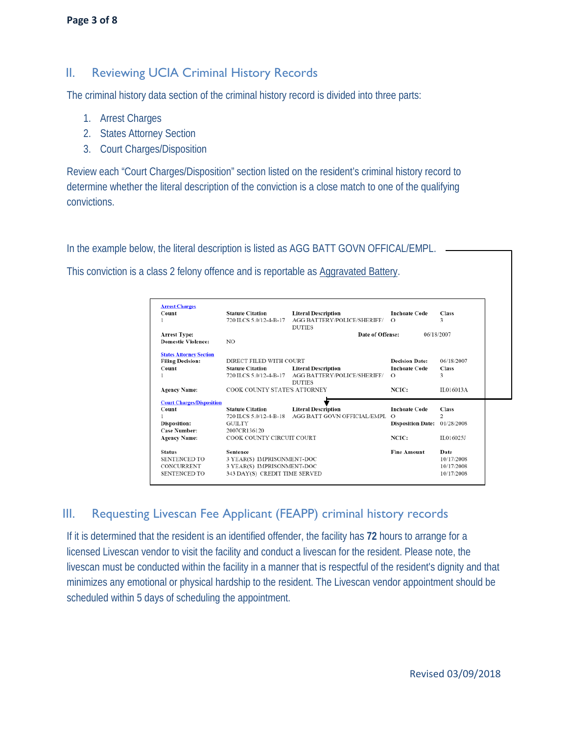## II. Reviewing UCIA Criminal History Records

The criminal history data section of the criminal history record is divided into three parts:

1. Arrest Charges
2. States Attorney Section
3. Court Charges/Disposition

Review each "Court Charges/Disposition" section listed on the resident's criminal history record to determine whether the literal description of the conviction is a close match to one of the qualifying convictions.

In the example below, the literal description is listed as AGG BATT GOVN OFFICAL/EMPL.

This conviction is a class 2 felony offence and is reportable as Aggravated Battery.

**Arrest Charges**

| Count | Statute Citation | Literal Description | Inchoate Code | Class |
|---|---|---|---|---|
| 1 | 720 ILCS 5.0/12-4-B-17 | AGG BATTERY/POLICE/SHERIFF/ DUTIES | O | 3 |

**Arrest Type:**
**Domestic Violence:** NO
**Date of Offense:** 06/18/2007

**States Attorney Section**

**Filing Decision:** DIRECT FILED WITH COURT
**Decision Date:** 06/18/2007

| Count | Statute Citation | Literal Description | Inchoate Code | Class |
|---|---|---|---|---|
| 1 | 720 ILCS 5.0/12-4-B-17 | AGG BATTERY/POLICE/SHERIFF/ DUTIES | O | 3 |

**Agency Name:** COOK COUNTY STATE'S ATTORNEY
**NCIC:** IL016013A

**Court Charges/Disposition**

| Count | Statute Citation | Literal Description | Inchoate Code | Class |
|---|---|---|---|---|
| 1 | 720 ILCS 5.0/12-4-B-18 | AGG BATT GOVN OFFICIAL/EMPL | O | 2 |

**Disposition:** GUILTY
**Disposition Date:** 01/28/2008
**Case Number:** 2007CR136120
**Agency Name:** COOK COUNTY CIRCUIT COURT
**NCIC:** IL016025J

| Status | Sentence | Fine Amount | Date |
|---|---|---|---|
| SENTENCED TO | 3 YEAR(S) IMPRISONMENT-DOC | | 10/17/2008 |
| CONCURRENT | 3 YEAR(S) IMPRISONMENT-DOC | | 10/17/2008 |
| SENTENCED TO | 343 DAY(S) CREDIT TIME SERVED | | 10/17/2008 |

## III. Requesting Livescan Fee Applicant (FEAPP) criminal history records

If it is determined that the resident is an identified offender, the facility has **72** hours to arrange for a licensed Livescan vendor to visit the facility and conduct a livescan for the resident. Please note, the livescan must be conducted within the facility in a manner that is respectful of the resident's dignity and that minimizes any emotional or physical hardship to the resident. The Livescan vendor appointment should be scheduled within 5 days of scheduling the appointment.

Revised 03/09/2018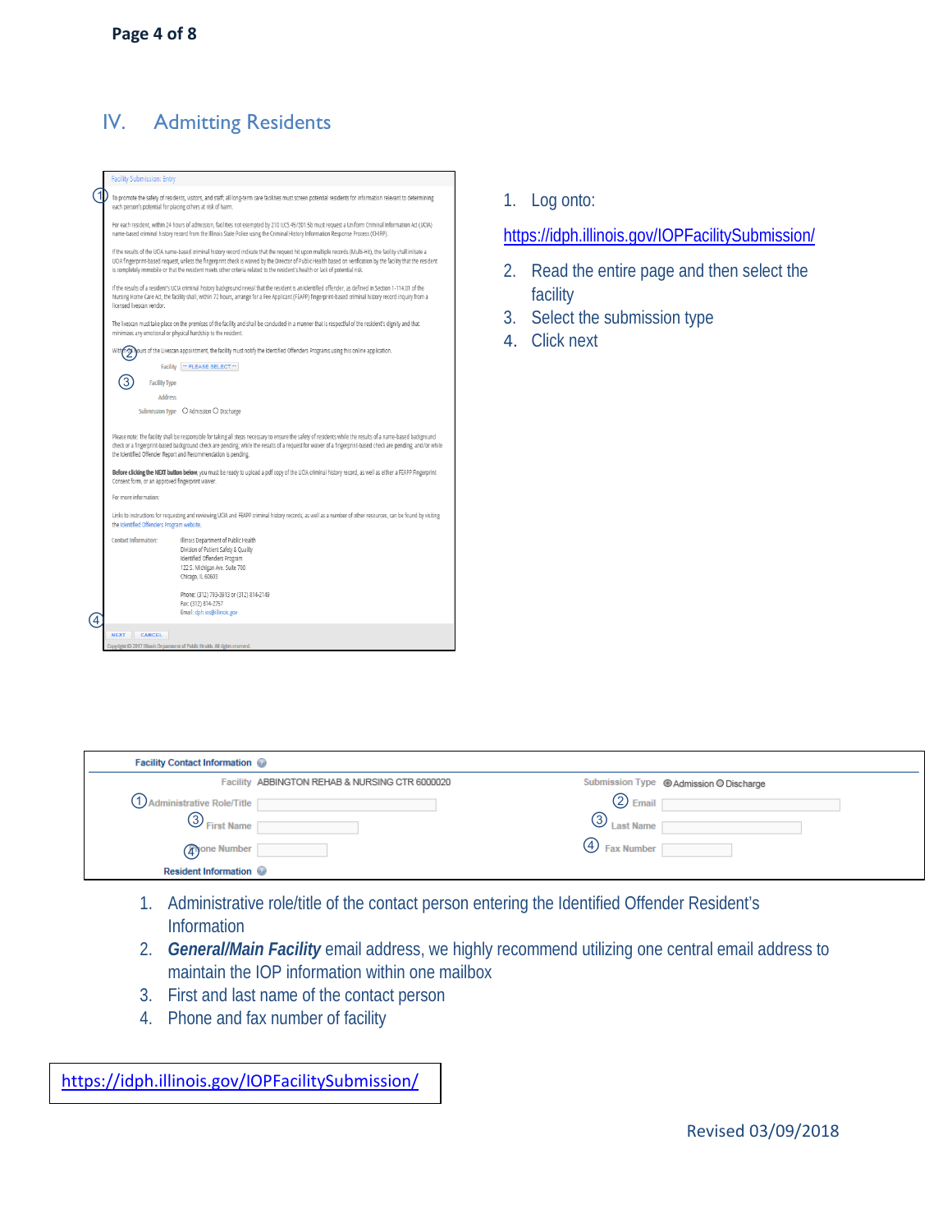## IV. Admitting Residents

Facility Submission: Entry

① To promote the safety of residents, visitors, and staff, all long-term care facilities must screen potential residents for information relevant to determining each person's potential for placing others at risk of harm.

For each resident, within 24 hours of admission, facilities not exempted by 210 ILCS 45/2-201.5b must request a Uniform Criminal Information Act (UCIA) name-based criminal history record from the Illinois State Police using the Criminal History Information Response Process (CHIRP).

If the results of the UCIA name-based criminal history record indicate that the request hit upon multiple records (Multi-Hit), the facility shall initiate a UCIA fingerprint-based request, unless the fingerprint check is waived by the Director of Public Health based on verification by the facility that the resident is completely immobile or that the resident meets other criteria related to the resident's health or lack of potential risk.

If the results of a resident's UCIA criminal history background reveal that the resident is an identified offender, as defined in Section 1-114.01 of the Nursing Home Care Act, the facility shall, within 72 hours, arrange for a Fee Applicant (FEAPP) fingerprint-based criminal history record inquiry from a licensed livescan vendor.

The livescan must take place on the premises of the facility and shall be conducted in a manner that is respectful of the resident's dignity and that minimizes any emotional or physical hardship to the resident.

Within ② hours of the Livescan appointment, the facility must notify the Identified Offenders Programs using this online application.

Facility: ** PLEASE SELECT **

③ Facility Type

Address

Submission Type: ○ Admission ○ Discharge

Please note: The facility shall be responsible for taking all steps necessary to ensure the safety of residents while the results of a name-based background check or a fingerprint-based background check are pending; while the results of a request for waiver of a fingerprint-based check are pending; and/or while the Identified Offender Report and Recommendation is pending.

**Before clicking the NEXT button below**, you must be ready to upload a pdf copy of the UCIA criminal history record, as well as either a FEAPP Fingerprint Consent form, or an approved fingerprint waiver.

For more information:

Links to instructions for requesting and reviewing UCIA and FEAPP criminal history records, as well as a number of other resources, can be found by visiting the Identified Offenders Program website.

Contact Information: Illinois Department of Public Health
Division of Patient Safety & Quality
Identified Offenders Program
122 S. Michigan Ave. Suite 700
Chicago, IL 60603

Phone: (312) 793-3913 or (312) 814-2149
Fax: (312) 814-2757
Email: dph.ios@illinois.gov

④ NEXT | CANCEL

Copyright © 2017 Illinois Department of Public Health. All rights reserved.

1. Log onto:

   https://idph.illinois.gov/IOPFacilitySubmission/

2. Read the entire page and then select the facility
3. Select the submission type
4. Click next

**Facility Contact Information**

| | | | |
|---|---|---|---|
| Facility | ABBINGTON REHAB & NURSING CTR 6000020 | Submission Type | ◉ Admission ○ Discharge |
| ① Administrative Role/Title | | ② Email | |
| ③ First Name | | ③ Last Name | |
| ④ Phone Number | | ④ Fax Number | |

**Resident Information**

1. Administrative role/title of the contact person entering the Identified Offender Resident's Information
2. ***General/Main Facility*** email address, we highly recommend utilizing one central email address to maintain the IOP information within one mailbox
3. First and last name of the contact person
4. Phone and fax number of facility

https://idph.illinois.gov/IOPFacilitySubmission/

Revised 03/09/2018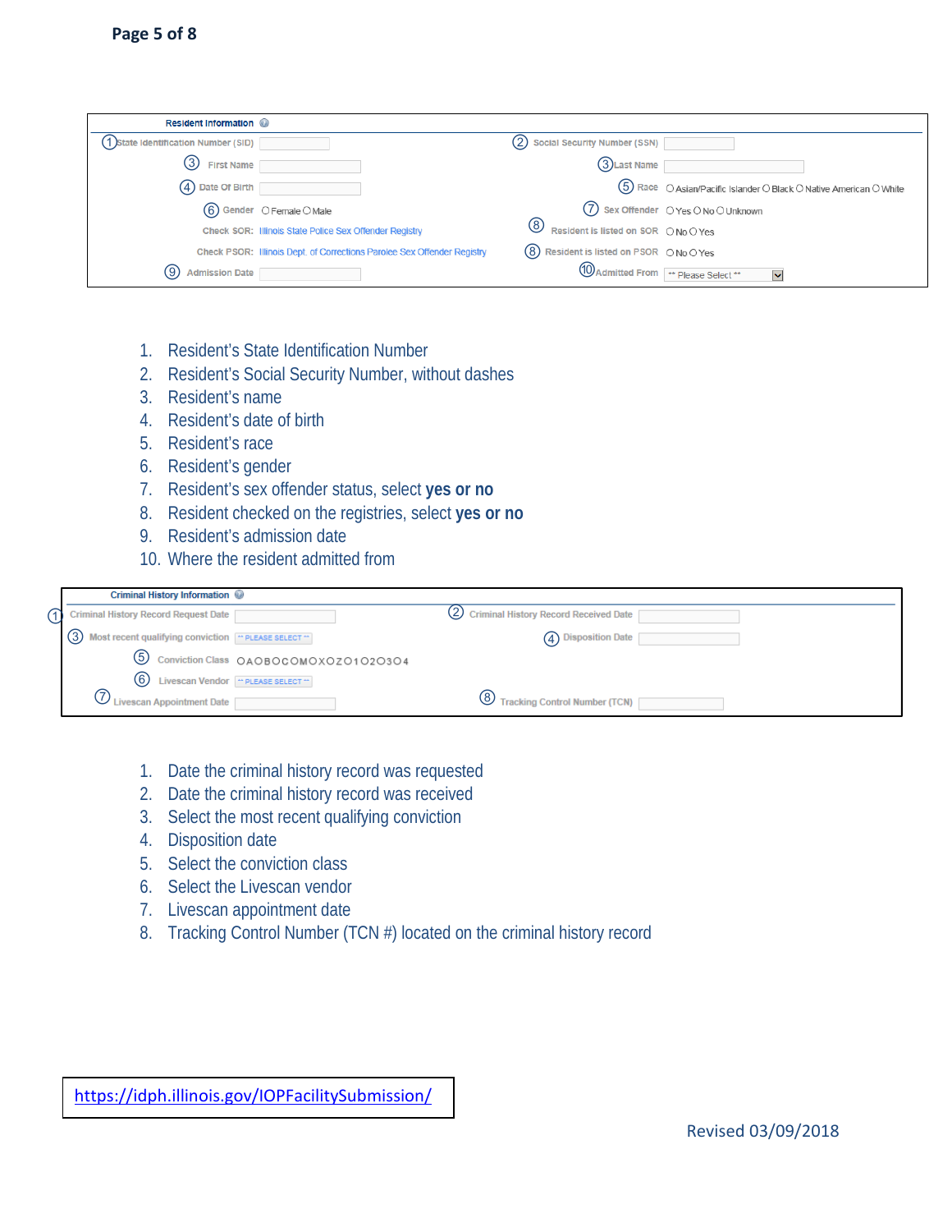**Resident Information**

| | | | |
|---|---|---|---|
| (1) State Identification Number (SID) | | (2) Social Security Number (SSN) | |
| (3) First Name | | (3) Last Name | |
| (4) Date Of Birth | | (5) Race | ○ Asian/Pacific Islander ○ Black ○ Native American ○ White |
| (6) Gender | ○ Female ○ Male | (7) Sex Offender | ○ Yes ○ No ○ Unknown |
| Check SOR: | Illinois State Police Sex Offender Registry | (8) Resident is listed on SOR | ○ No ○ Yes |
| Check PSOR: | Illinois Dept. of Corrections Parolee Sex Offender Registry | (8) Resident is listed on PSOR | ○ No ○ Yes |
| (9) Admission Date | | (10) Admitted From | ** Please Select ** |

1. Resident's State Identification Number
2. Resident's Social Security Number, without dashes
3. Resident's name
4. Resident's date of birth
5. Resident's race
6. Resident's gender
7. Resident's sex offender status, select **yes or no**
8. Resident checked on the registries, select **yes or no**
9. Resident's admission date
10. Where the resident admitted from

**Criminal History Information**

| | | | |
|---|---|---|---|
| (1) Criminal History Record Request Date | | (2) Criminal History Record Received Date | |
| (3) Most recent qualifying conviction | ** PLEASE SELECT ** | (4) Disposition Date | |
| (5) Conviction Class | ○A ○B ○C ○M ○X ○Z ○1 ○2 ○3 ○4 | | |
| (6) Livescan Vendor | ** PLEASE SELECT ** | | |
| (7) Livescan Appointment Date | | (8) Tracking Control Number (TCN) | |

1. Date the criminal history record was requested
2. Date the criminal history record was received
3. Select the most recent qualifying conviction
4. Disposition date
5. Select the conviction class
6. Select the Livescan vendor
7. Livescan appointment date
8. Tracking Control Number (TCN #) located on the criminal history record

https://idph.illinois.gov/IOPFacilitySubmission/

Revised 03/09/2018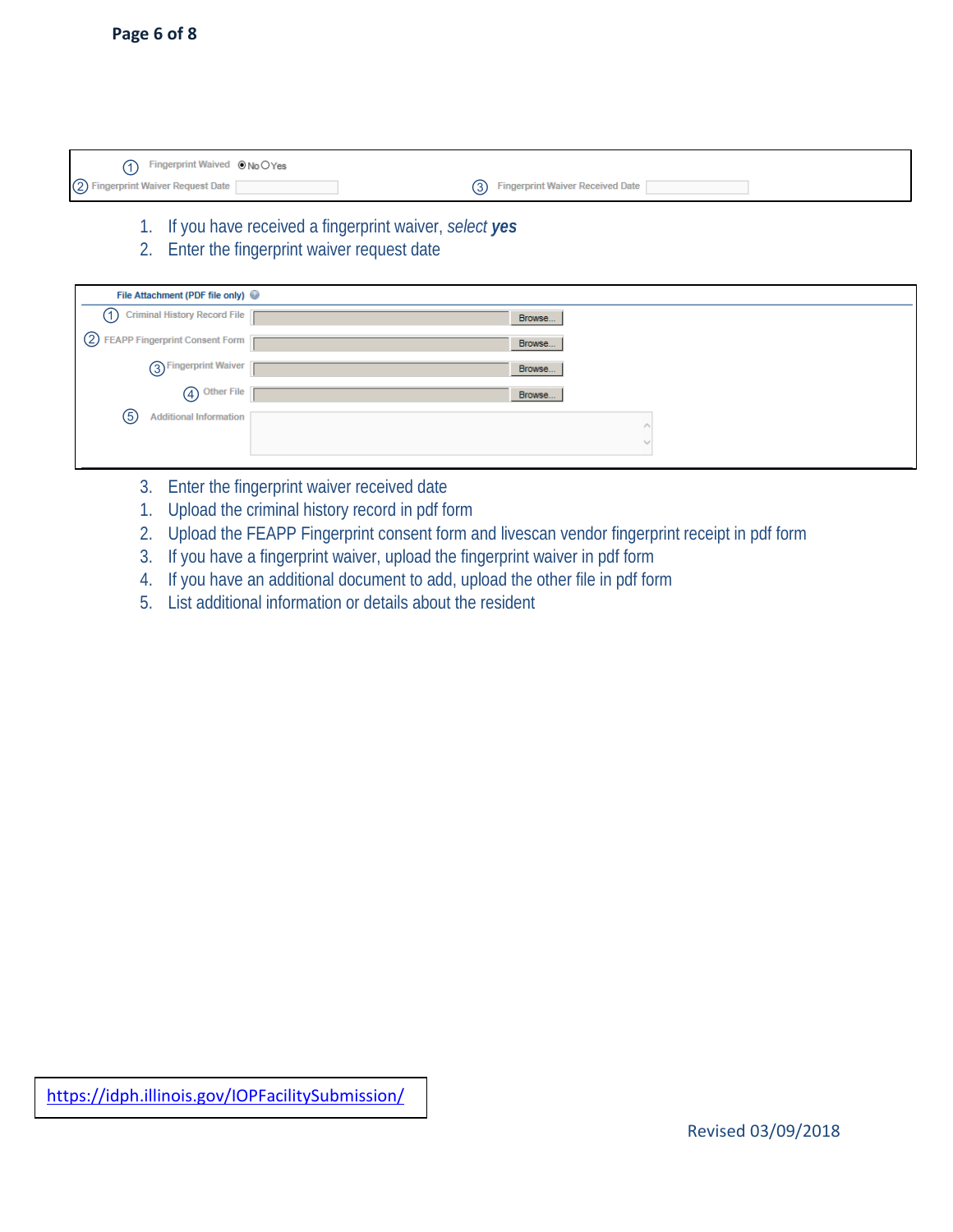Fingerprint Waived ◉ No ○ Yes

Fingerprint Waiver Request Date

Fingerprint Waiver Received Date

1. If you have received a fingerprint waiver, *select* ***yes***
2. Enter the fingerprint waiver request date

**File Attachment (PDF file only)**

1. Criminal History Record File — Browse...
2. FEAPP Fingerprint Consent Form — Browse...
3. Fingerprint Waiver — Browse...
4. Other File — Browse...
5. Additional Information

3. Enter the fingerprint waiver received date

1. Upload the criminal history record in pdf form
2. Upload the FEAPP Fingerprint consent form and livescan vendor fingerprint receipt in pdf form
3. If you have a fingerprint waiver, upload the fingerprint waiver in pdf form
4. If you have an additional document to add, upload the other file in pdf form
5. List additional information or details about the resident

https://idph.illinois.gov/IOPFacilitySubmission/

Revised 03/09/2018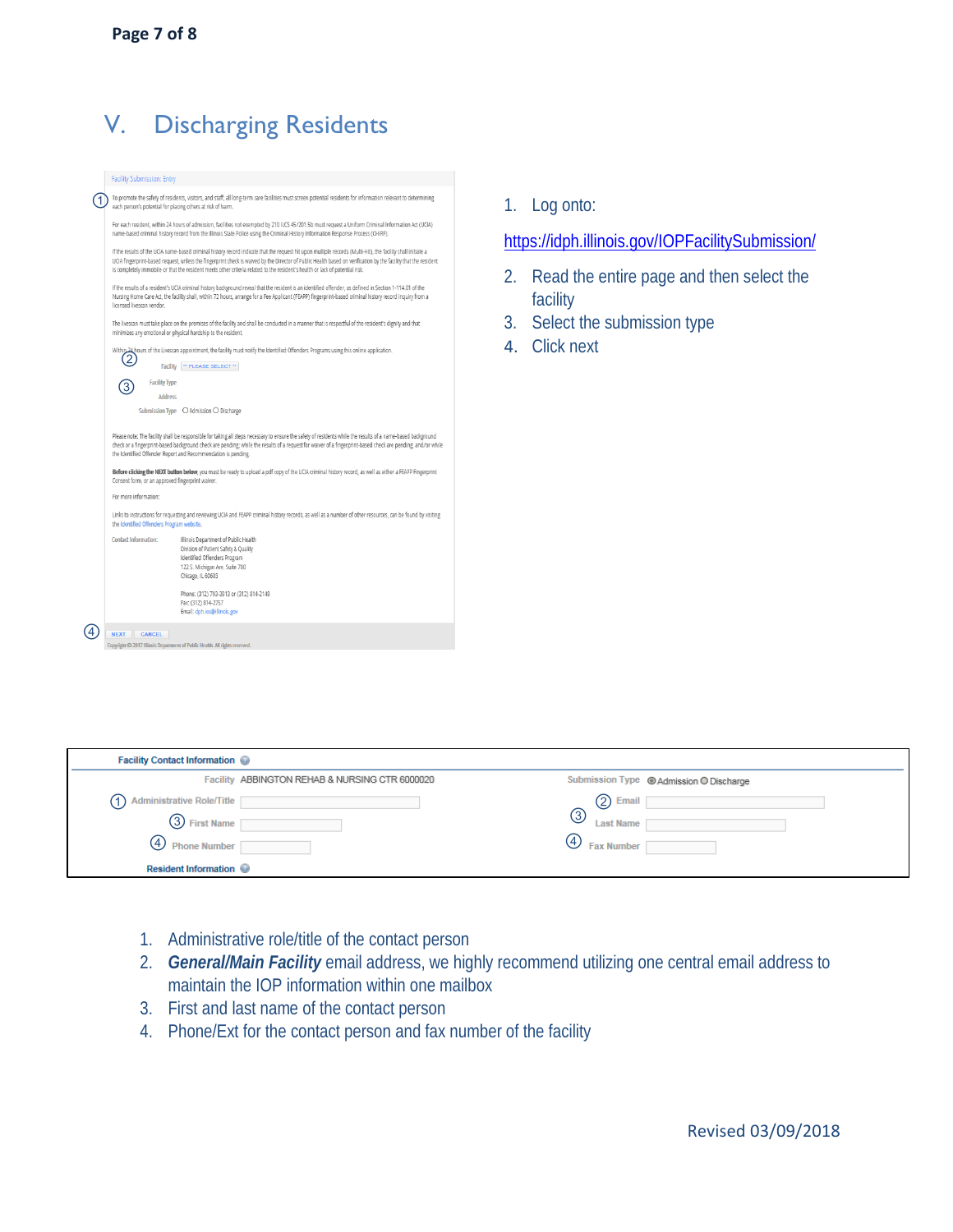## V. Discharging Residents

1. Log onto:

https://idph.illinois.gov/IOPFacilitySubmission/

2. Read the entire page and then select the facility
3. Select the submission type
4. Click next

1. Administrative role/title of the contact person
2. ***General/Main Facility*** email address, we highly recommend utilizing one central email address to maintain the IOP information within one mailbox
3. First and last name of the contact person
4. Phone/Ext for the contact person and fax number of the facility

Revised 03/09/2018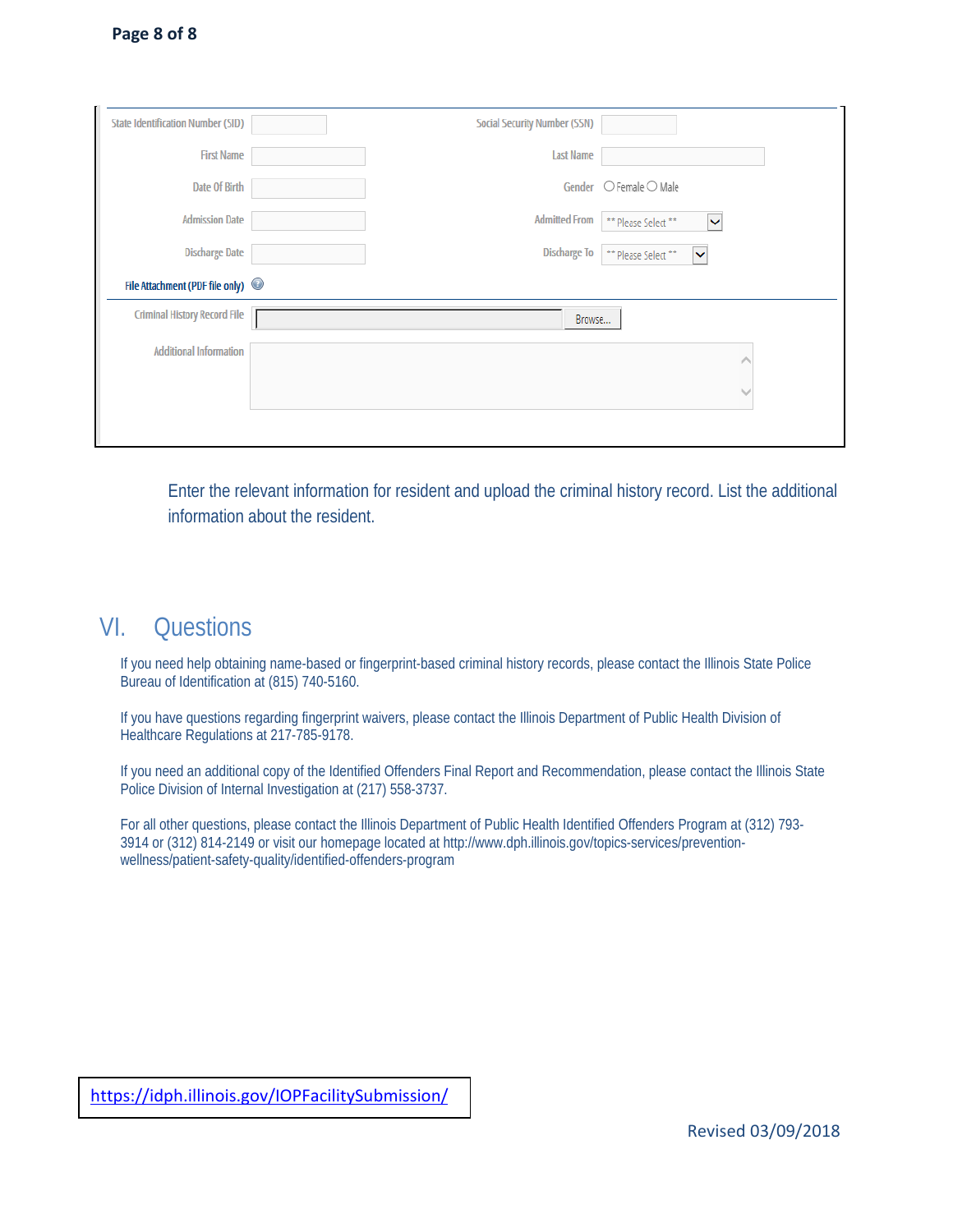| | | | |
|---|---|---|---|
| State Identification Number (SID) | | Social Security Number (SSN) | |
| First Name | | Last Name | |
| Date Of Birth | | Gender | ○ Female ○ Male |
| Admission Date | | Admitted From | ** Please Select ** |
| Discharge Date | | Discharge To | ** Please Select ** |

**File Attachment (PDF file only)**

| | |
|---|---|
| Criminal History Record File | Browse... |
| Additional Information | |

Enter the relevant information for resident and upload the criminal history record. List the additional information about the resident.

# VI. Questions

If you need help obtaining name-based or fingerprint-based criminal history records, please contact the Illinois State Police Bureau of Identification at (815) 740-5160.

If you have questions regarding fingerprint waivers, please contact the Illinois Department of Public Health Division of Healthcare Regulations at 217-785-9178.

If you need an additional copy of the Identified Offenders Final Report and Recommendation, please contact the Illinois State Police Division of Internal Investigation at (217) 558-3737.

For all other questions, please contact the Illinois Department of Public Health Identified Offenders Program at (312) 793-3914 or (312) 814-2149 or visit our homepage located at http://www.dph.illinois.gov/topics-services/prevention-wellness/patient-safety-quality/identified-offenders-program

https://idph.illinois.gov/IOPFacilitySubmission/

Revised 03/09/2018